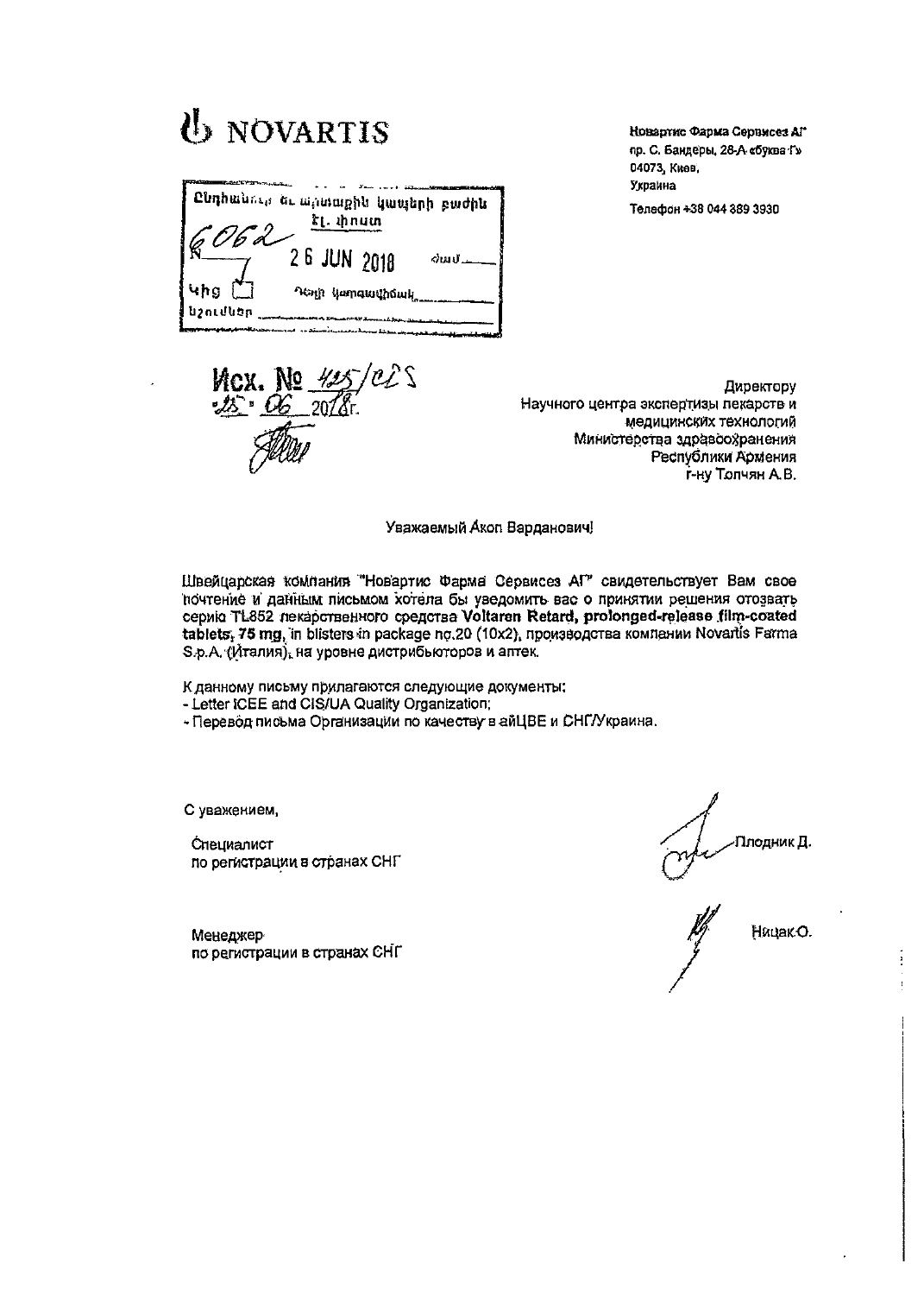# NOVARTIS

Ընդհանուր և արտաքին կապերի բաժին
Էլ. փոստ
№ 6062
26 JUN 2018
Կից
Նշումներ

Новартис Фарма Сервисез АГ
пр. С. Бандеры, 28-А «буква Г»
04073, Киев,
Украина
Телефон +38 044 389 3930

Исх. № 425/CIS
«25» 06 2018г.

Директору
Научного центра экспертизы лекарств и
медицинских технологий
Министерства здравоохранения
Республики Армения
г-ну Топчян А.В.

Уважаемый Акоп Варданович!

Швейцарская компания "Новартис Фарма Сервисез АГ" свидетельствует Вам свое почтение и данным письмом хотела бы уведомить вас о принятии решения отозвать серию TL852 лекарственного средства **Voltaren Retard, prolonged-release film-coated tablets, 75 mg,** in blisters in package no.20 (10x2), производства компании Novartis Farma S.p.A. (Италия), на уровне дистрибьюторов и аптек.

К данному письму прилагаются следующие документы:
- Letter ICEE and CIS/UA Quality Organization;
- Перевод письма Организации по качеству в айЦВЕ и СНГ/Украина.

С уважением,

Специалист
по регистрации в странах СНГ — Плодник Д.

Менеджер
по регистрации в странах СНГ — Ницак О.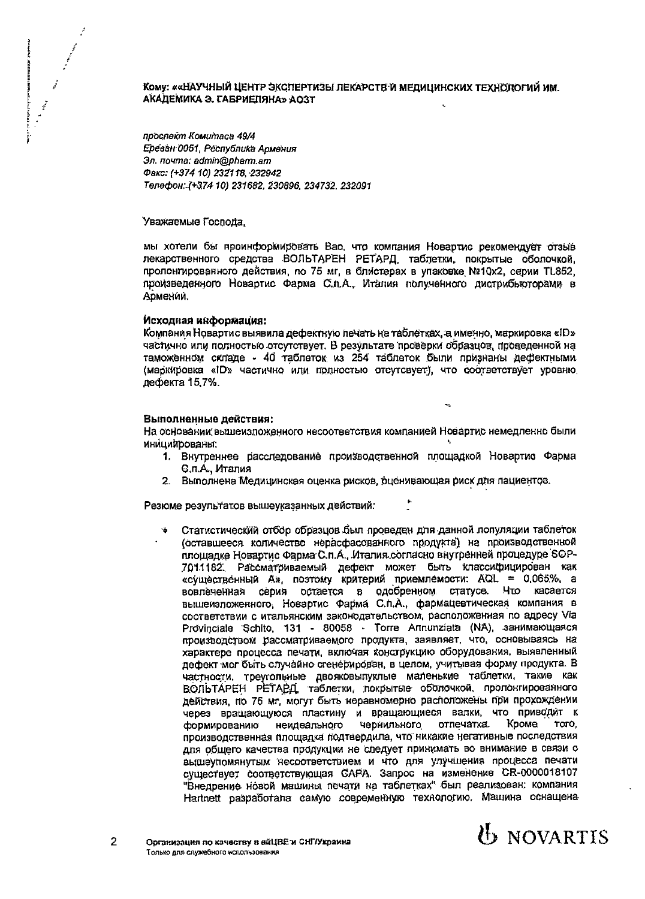**Кому: ««НАУЧНЫЙ ЦЕНТР ЭКСПЕРТИЗЫ ЛЕКАРСТВ И МЕДИЦИНСКИХ ТЕХНОЛОГИЙ ИМ. АКАДЕМИКА Э. ГАБРИЕЛЯНА» АОЗТ**

*проспект Комитаса 49/4*
*Ереван 0051, Республика Армения*
*Эл. почта: admin@pharm.am*
*Факс: (+374 10) 232118, 232942*
*Телефон: (+374 10) 231682, 230896, 234732, 232091*

Уважаемые Господа,

мы хотели бы проинформировать Вас, что компания Новартис рекомендует отзыв лекарственного средства ВОЛЬТАРЕН РЕТАРД, таблетки, покрытые оболочкой, пролонгированного действия, по 75 мг, в блистерах в упаковке №10x2, серии TL852, произведенного Новартис Фарма С.п.А., Италия полученного дистрибьюторами в Армении.

**Исходная информация:**
Компания Новартис выявила дефектную печать на таблетках, а именно, маркировка «ID» частично или полностью отсутствует. В результате проверки образцов, проведенной на таможенном складе - 40 таблеток из 254 таблеток были признаны дефектными (маркировка «ID» частично или полностью отсутсвует), что соответствует уровню дефекта 15,7%.

**Выполненные действия:**
На основании вышеизложенного несоответствия компанией Новартис немедленно были инициированы:

1. Внутреннее расследование производственной площадкой Новартис Фарма С.п.А., Италия
2. Выполнена Медицинская оценка рисков, оценивающая риск для пациентов.

Резюме результатов вышеуказанных действий:

- Статистический отбор образцов был проведен для данной популяции таблеток (оставшееся количество нерасфасованного продукта) на производственной площадке Новартис Фарма С.п.А., Италия согласно внутренней процедуре SOP-7011182. Рассматриваемый дефект может быть классифицирован как «существенный А», поэтому критерий приемлемости: AQL = 0,065%, а вовлеченная серия остается в одобренном статусе. Что касается вышеизложенного, Новартис Фарма С.п.А., фармацевтическая компания в соответствии с итальянским законодательством, расположенная по адресу Via Provinciale Schito, 131 - 80058 - Torre Annunziata (NA), занимающаяся производством рассматриваемого продукта, заявляет, что, основываясь на характере процесса печати, включая конструкцию оборудования, выявленный дефект мог быть случайно сгенерирован, в целом, учитывая форму продукта. В частности, треугольные двояковыпуклые маленькие таблетки, такие как ВОЛЬТАРЕН РЕТАРД, таблетки, покрытые оболочкой, пролонгированного действия, по 75 мг, могут быть неравномерно расположены при прохождении через вращающуюся пластину и вращающиеся валки, что приводит к формированию неидеального чернильного отпечатка. Кроме того, производственная площадка подтвердила, что никакие негативные последствия для общего качества продукции не следует принимать во внимание в связи с вышеупомянутым несоответствием и что для улучшения процесса печати существует соответствующая CAPA. Запрос на изменение CR-0000018107 "Внедрение новой машины печати на таблетках" был реализован: компания Hartnett разработала самую современную технологию. Машина оснащена

Организация по качеству в вйЦВЕ и СНГ/Украина
Только для служебного использования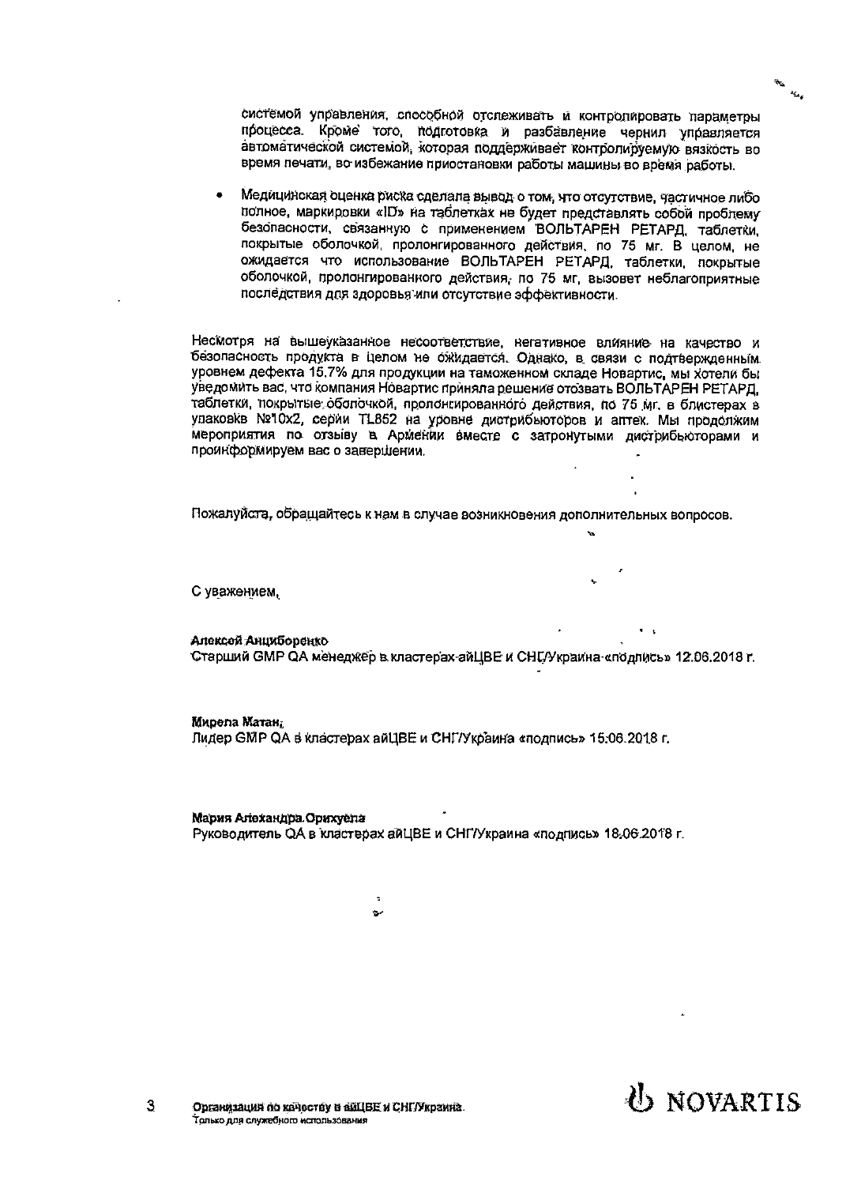системой управления, способной отслеживать и контролировать параметры процесса. Кроме того, подготовка и разбавление чернил управляется автоматической системой, которая поддерживает контролируемую вязкость во время печати, во избежание приостановки работы машины во время работы.

- Медицинская оценка риска сделала вывод о том, что отсутствие, частичное либо полное, маркировки «ID» на таблетках не будет представлять собой проблему безопасности, связанную с применением ВОЛЬТАРЕН РЕТАРД, таблетки, покрытые оболочкой, пролонгированного действия, по 75 мг. В целом, не ожидается что использование ВОЛЬТАРЕН РЕТАРД, таблетки, покрытые оболочкой, пролонгированного действия, по 75 мг, вызовет неблагоприятные последствия для здоровья или отсутствие эффективности.

Несмотря на вышеуказанное несоответствие, негативное влияние на качество и безопасность продукта в целом не ожидается. Однако, в связи с подтвержденным уровнем дефекта 15.7% для продукции на таможенном складе Новартис, мы хотели бы уведомить вас, что компания Новартис приняла решение отозвать ВОЛЬТАРЕН РЕТАРД, таблетки, покрытые оболочкой, пролонгированного действия, по 75 мг, в блистерах в упаковке №10x2, серии TL852 на уровне дистрибьюторов и аптек. Мы продолжим мероприятия по отзыву в Армении вместе с затронутыми дистрибьюторами и проинформируем вас о завершении.

Пожалуйста, обращайтесь к нам в случае возникновения дополнительных вопросов.

С уважением,

**Алексей Анциборенко**
Старший GMP QA менеджер в кластерах айЦВЕ и СНГ/Украина «подпись» 12.06.2018 г.

**Мирела Матан,**
Лидер GMP QA в кластерах айЦВЕ и СНГ/Украина «подпись» 15.06.2018 г.

**Мария Алехандра Орихуела**
Руководитель QA в кластерах айЦВЕ и СНГ/Украина «подпись» 18.06.2018 г.

Организация по качеству в айЦВЕ и СНГ/Украина.
Только для служебного использования

NOVARTIS